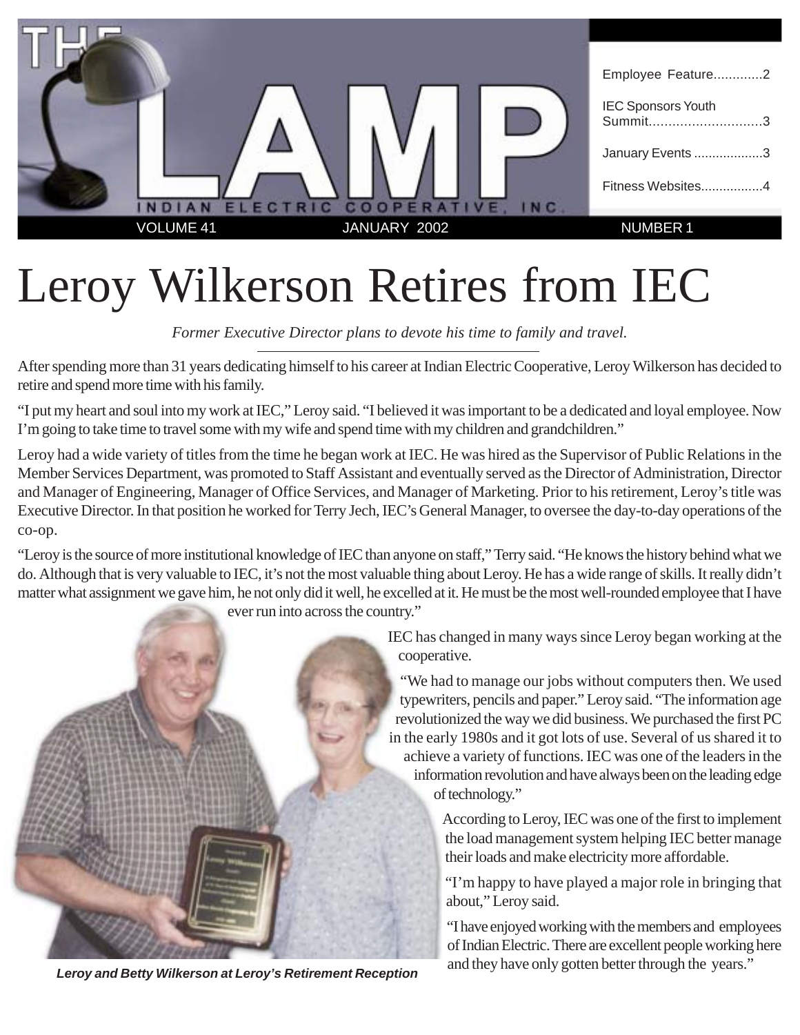# THE LAMP

INDIAN ELECTRIC COOPERATIVE, INC.

- Employee Feature.............2
- IEC Sponsors Youth Summit.............................3
- January Events ..................3
- Fitness Websites.................4

VOLUME 41 | JANUARY 2002 | NUMBER 1

# Leroy Wilkerson Retires from IEC

*Former Executive Director plans to devote his time to family and travel.*

After spending more than 31 years dedicating himself to his career at Indian Electric Cooperative, Leroy Wilkerson has decided to retire and spend more time with his family.

"I put my heart and soul into my work at IEC," Leroy said. "I believed it was important to be a dedicated and loyal employee. Now I'm going to take time to travel some with my wife and spend time with my children and grandchildren."

Leroy had a wide variety of titles from the time he began work at IEC. He was hired as the Supervisor of Public Relations in the Member Services Department, was promoted to Staff Assistant and eventually served as the Director of Administration, Director and Manager of Engineering, Manager of Office Services, and Manager of Marketing. Prior to his retirement, Leroy's title was Executive Director. In that position he worked for Terry Jech, IEC's General Manager, to oversee the day-to-day operations of the co-op.

"Leroy is the source of more institutional knowledge of IEC than anyone on staff," Terry said. "He knows the history behind what we do. Although that is very valuable to IEC, it's not the most valuable thing about Leroy. He has a wide range of skills. It really didn't matter what assignment we gave him, he not only did it well, he excelled at it. He must be the most well-rounded employee that I have ever run into across the country."

IEC has changed in many ways since Leroy began working at the cooperative.

"We had to manage our jobs without computers then. We used typewriters, pencils and paper." Leroy said. "The information age revolutionized the way we did business. We purchased the first PC in the early 1980s and it got lots of use. Several of us shared it to achieve a variety of functions. IEC was one of the leaders in the information revolution and have always been on the leading edge of technology."

According to Leroy, IEC was one of the first to implement the load management system helping IEC better manage their loads and make electricity more affordable.

"I'm happy to have played a major role in bringing that about," Leroy said.

"I have enjoyed working with the members and employees of Indian Electric. There are excellent people working here and they have only gotten better through the years."

***Leroy and Betty Wilkerson at Leroy's Retirement Reception***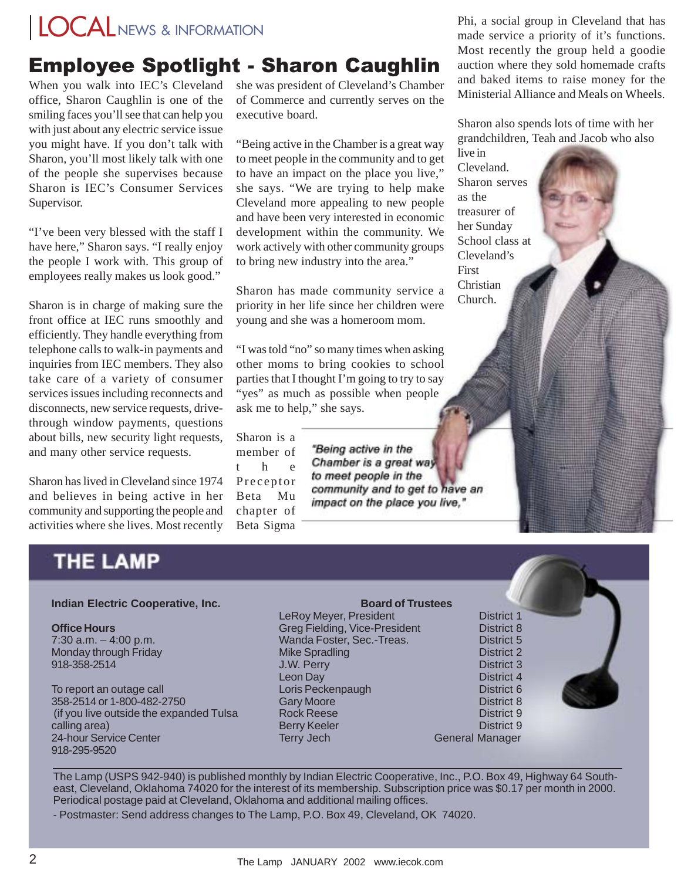# LOCAL NEWS & INFORMATION

## Employee Spotlight - Sharon Caughlin

When you walk into IEC's Cleveland office, Sharon Caughlin is one of the smiling faces you'll see that can help you with just about any electric service issue you might have. If you don't talk with Sharon, you'll most likely talk with one of the people she supervises because Sharon is IEC's Consumer Services Supervisor.

"I've been very blessed with the staff I have here," Sharon says. "I really enjoy the people I work with. This group of employees really makes us look good."

Sharon is in charge of making sure the front office at IEC runs smoothly and efficiently. They handle everything from telephone calls to walk-in payments and inquiries from IEC members. They also take care of a variety of consumer services issues including reconnects and disconnects, new service requests, drive-through window payments, questions about bills, new security light requests, and many other service requests.

Sharon has lived in Cleveland since 1974 and believes in being active in her community and supporting the people and activities where she lives. Most recently she was president of Cleveland's Chamber of Commerce and currently serves on the executive board.

"Being active in the Chamber is a great way to meet people in the community and to get to have an impact on the place you live," she says. "We are trying to help make Cleveland more appealing to new people and have been very interested in economic development within the community. We work actively with other community groups to bring new industry into the area."

Sharon has made community service a priority in her life since her children were young and she was a homeroom mom.

"I was told "no" so many times when asking other moms to bring cookies to school parties that I thought I'm going to try to say "yes" as much as possible when people ask me to help," she says.

*"Being active in the Chamber is a great way to meet people in the community and to get to have an impact on the place you live,"*

Sharon is a member of the Preceptor Beta Mu chapter of Beta Sigma Phi, a social group in Cleveland that has made service a priority of it's functions. Most recently the group held a goodie auction where they sold homemade crafts and baked items to raise money for the Ministerial Alliance and Meals on Wheels.

Sharon also spends lots of time with her grandchildren, Teah and Jacob who also live in Cleveland. Sharon serves as the treasurer of her Sunday School class at Cleveland's First Christian Church.

## THE LAMP

**Indian Electric Cooperative, Inc.**

**Office Hours**
7:30 a.m. – 4:00 p.m.
Monday through Friday
918-358-2514

To report an outage call
358-2514 or 1-800-482-2750
(if you live outside the expanded Tulsa calling area)
24-hour Service Center
918-295-9520

**Board of Trustees**

| Name | District |
|---|---|
| LeRoy Meyer, President | District 1 |
| Greg Fielding, Vice-President | District 8 |
| Wanda Foster, Sec.-Treas. | District 5 |
| Mike Spradling | District 2 |
| J.W. Perry | District 3 |
| Leon Day | District 4 |
| Loris Peckenpaugh | District 6 |
| Gary Moore | District 8 |
| Rock Reese | District 9 |
| Berry Keeler | District 9 |
| Terry Jech | General Manager |

The Lamp (USPS 942-940) is published monthly by Indian Electric Cooperative, Inc., P.O. Box 49, Highway 64 Southeast, Cleveland, Oklahoma 74020 for the interest of its membership. Subscription price was $0.17 per month in 2000. Periodical postage paid at Cleveland, Oklahoma and additional mailing offices.

- Postmaster: Send address changes to The Lamp, P.O. Box 49, Cleveland, OK 74020.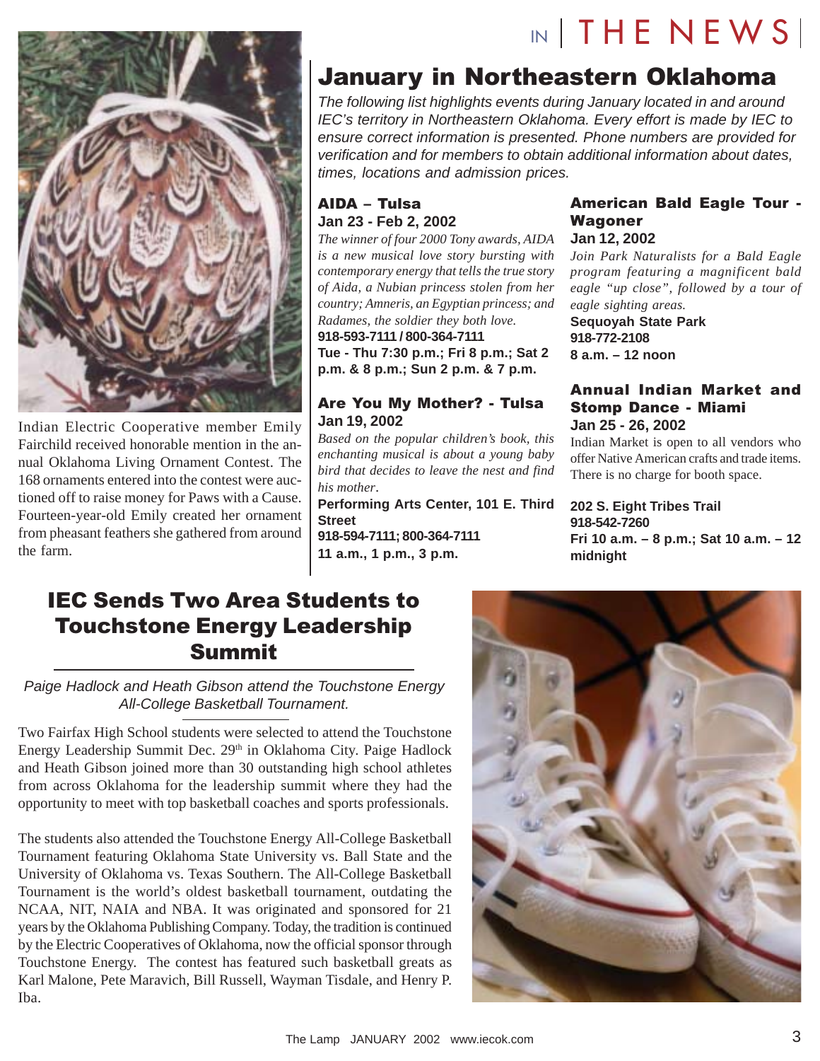Indian Electric Cooperative member Emily Fairchild received honorable mention in the annual Oklahoma Living Ornament Contest. The 168 ornaments entered into the contest were auctioned off to raise money for Paws with a Cause. Fourteen-year-old Emily created her ornament from pheasant feathers she gathered from around the farm.

# January in Northeastern Oklahoma

*The following list highlights events during January located in and around IEC's territory in Northeastern Oklahoma. Every effort is made by IEC to ensure correct information is presented. Phone numbers are provided for verification and for members to obtain additional information about dates, times, locations and admission prices.*

### AIDA – Tulsa

**Jan 23 - Feb 2, 2002**

*The winner of four 2000 Tony awards, AIDA is a new musical love story bursting with contemporary energy that tells the true story of Aida, a Nubian princess stolen from her country; Amneris, an Egyptian princess; and Radames, the soldier they both love.*

**918-593-7111 / 800-364-7111**

**Tue - Thu 7:30 p.m.; Fri 8 p.m.; Sat 2 p.m. & 8 p.m.; Sun 2 p.m. & 7 p.m.**

### Are You My Mother? - Tulsa

**Jan 19, 2002**

*Based on the popular children's book, this enchanting musical is about a young baby bird that decides to leave the nest and find his mother.*

**Performing Arts Center, 101 E. Third Street**

**918-594-7111; 800-364-7111**

**11 a.m., 1 p.m., 3 p.m.**

### American Bald Eagle Tour - Wagoner

**Jan 12, 2002**

*Join Park Naturalists for a Bald Eagle program featuring a magnificent bald eagle "up close", followed by a tour of eagle sighting areas.*

**Sequoyah State Park**

**918-772-2108**

**8 a.m. – 12 noon**

### Annual Indian Market and Stomp Dance - Miami

**Jan 25 - 26, 2002**

Indian Market is open to all vendors who offer Native American crafts and trade items. There is no charge for booth space.

**202 S. Eight Tribes Trail**

**918-542-7260**

**Fri 10 a.m. – 8 p.m.; Sat 10 a.m. – 12 midnight**

## IEC Sends Two Area Students to Touchstone Energy Leadership Summit

*Paige Hadlock and Heath Gibson attend the Touchstone Energy All-College Basketball Tournament.*

Two Fairfax High School students were selected to attend the Touchstone Energy Leadership Summit Dec. 29th in Oklahoma City. Paige Hadlock and Heath Gibson joined more than 30 outstanding high school athletes from across Oklahoma for the leadership summit where they had the opportunity to meet with top basketball coaches and sports professionals.

The students also attended the Touchstone Energy All-College Basketball Tournament featuring Oklahoma State University vs. Ball State and the University of Oklahoma vs. Texas Southern. The All-College Basketball Tournament is the world's oldest basketball tournament, outdating the NCAA, NIT, NAIA and NBA. It was originated and sponsored for 21 years by the Oklahoma Publishing Company. Today, the tradition is continued by the Electric Cooperatives of Oklahoma, now the official sponsor through Touchstone Energy. The contest has featured such basketball greats as Karl Malone, Pete Maravich, Bill Russell, Wayman Tisdale, and Henry P. Iba.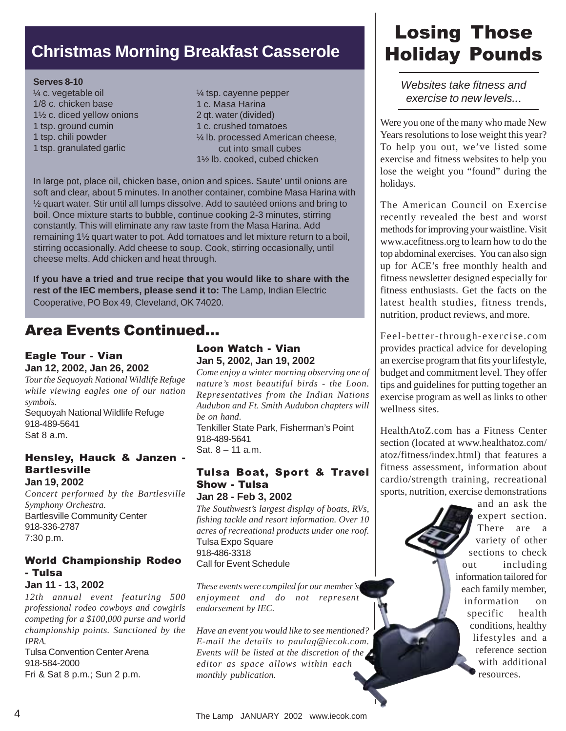## Christmas Morning Breakfast Casserole

**Serves 8-10**

¼ c. vegetable oil
1/8 c. chicken base
1½ c. diced yellow onions
1 tsp. ground cumin
1 tsp. chili powder
1 tsp. granulated garlic
¼ tsp. cayenne pepper
1 c. Masa Harina
2 qt. water (divided)
1 c. crushed tomatoes
¼ lb. processed American cheese, cut into small cubes
1½ lb. cooked, cubed chicken

In large pot, place oil, chicken base, onion and spices. Saute' until onions are soft and clear, about 5 minutes. In another container, combine Masa Harina with ½ quart water. Stir until all lumps dissolve. Add to sautéed onions and bring to boil. Once mixture starts to bubble, continue cooking 2-3 minutes, stirring constantly. This will eliminate any raw taste from the Masa Harina. Add remaining 1½ quart water to pot. Add tomatoes and let mixture return to a boil, stirring occasionally. Add cheese to soup. Cook, stirring occasionally, until cheese melts. Add chicken and heat through.

**If you have a tried and true recipe that you would like to share with the rest of the IEC members, please send it to:** The Lamp, Indian Electric Cooperative, PO Box 49, Cleveland, OK 74020.

## Area Events Continued...

### Eagle Tour - Vian

**Jan 12, 2002, Jan 26, 2002**

*Tour the Sequoyah National Wildlife Refuge while viewing eagles one of our nation symbols.*

Sequoyah National Wildlife Refuge
918-489-5641
Sat 8 a.m.

### Hensley, Hauck & Janzen - Bartlesville

**Jan 19, 2002**

*Concert performed by the Bartlesville Symphony Orchestra.*

Bartlesville Community Center
918-336-2787
7:30 p.m.

### World Championship Rodeo - Tulsa

**Jan 11 - 13, 2002**

*12th annual event featuring 500 professional rodeo cowboys and cowgirls competing for a $100,000 purse and world championship points. Sanctioned by the IPRA.*

Tulsa Convention Center Arena
918-584-2000
Fri & Sat 8 p.m.; Sun 2 p.m.

### Loon Watch - Vian

**Jan 5, 2002, Jan 19, 2002**

*Come enjoy a winter morning observing one of nature's most beautiful birds - the Loon. Representatives from the Indian Nations Audubon and Ft. Smith Audubon chapters will be on hand.*

Tenkiller State Park, Fisherman's Point
918-489-5641
Sat. 8 – 11 a.m.

### Tulsa Boat, Sport & Travel Show - Tulsa

**Jan 28 - Feb 3, 2002**

*The Southwest's largest display of boats, RVs, fishing tackle and resort information. Over 10 acres of recreational products under one roof.*

Tulsa Expo Square
918-486-3318
Call for Event Schedule

*These events were compiled for our member's enjoyment and do not represent endorsement by IEC.*

*Have an event you would like to see mentioned? E-mail the details to paulag@iecok.com. Events will be listed at the discretion of the editor as space allows within each monthly publication.*

# Losing Those Holiday Pounds

*Websites take fitness and exercise to new levels...*

Were you one of the many who made New Years resolutions to lose weight this year? To help you out, we've listed some exercise and fitness websites to help you lose the weight you "found" during the holidays.

The American Council on Exercise recently revealed the best and worst methods for improving your waistline. Visit www.acefitness.org to learn how to do the top abdominal exercises. You can also sign up for ACE's free monthly health and fitness newsletter designed especially for fitness enthusiasts. Get the facts on the latest health studies, fitness trends, nutrition, product reviews, and more.

Feel-better-through-exercise.com provides practical advice for developing an exercise program that fits your lifestyle, budget and commitment level. They offer tips and guidelines for putting together an exercise program as well as links to other wellness sites.

HealthAtoZ.com has a Fitness Center section (located at www.healthatoz.com/atoz/fitness/index.html) that features a fitness assessment, information about cardio/strength training, recreational sports, nutrition, exercise demonstrations and an ask the expert section. There are a variety of other sections to check out including information tailored for each family member, information on specific health conditions, healthy lifestyles and a reference section with additional resources.